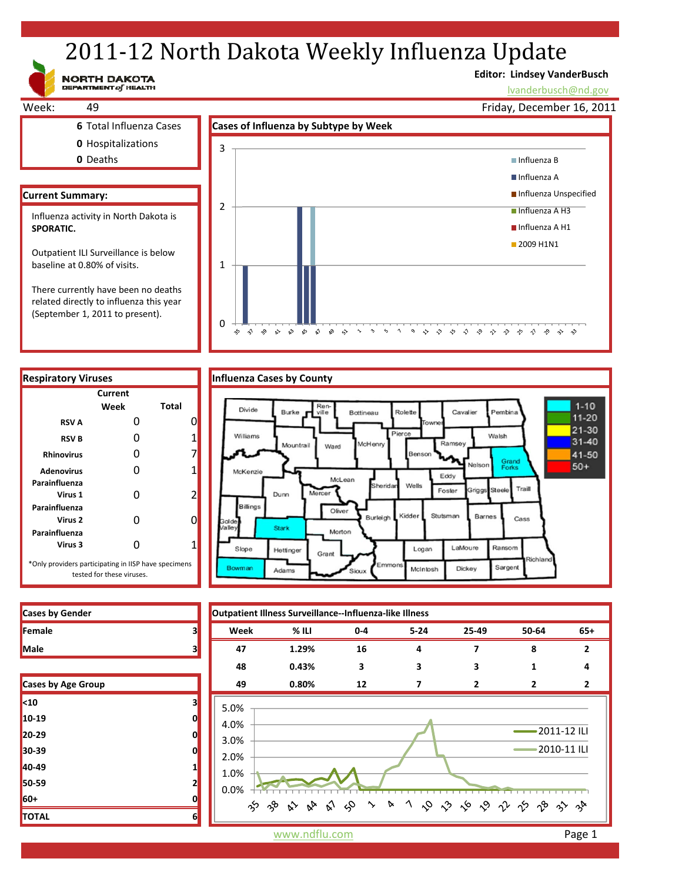# 2011-12 North Dakota Weekly Influenza Update

NORTH DAKOTA DEPARTMENT of HEALTH

**Editor: Lindsey VanderBusch**

lvanderbusch@nd.gov

Week: 49

Friday, December 16, 2011

**6** Total Influenza Cases

**0** Hospitalizations

**0** Deaths

## Current Summary:

Influenza activity in North Dakota is **SPORATIC.**

Outpatient ILI Surveillance is below baseline at 0.80% of visits.

There currently have been no deaths related directly to influenza this year (September 1, 2011 to present).

## Cases of Influenza by Subtype by Week

Legend: Influenza B, Influenza A, Influenza Unspecified, Influenza A H3, Influenza A H1, 2009 H1N1

## Respiratory Viruses

| | Current Week | Total |
|---|---|---|
| RSV A | 0 | 0 |
| RSV B | 0 | 1 |
| Rhinovirus | 0 | 7 |
| Adenovirus | 0 | 1 |
| Parainfluenza Virus 1 | 0 | 2 |
| Parainfluenza Virus 2 | 0 | 0 |
| Parainfluenza Virus 3 | 0 | 1 |

*Only providers participating in IISP have specimens tested for these viruses.

## Influenza Cases by County

Legend: 1-10, 11-20, 21-30, 31-40, 41-50, 50+

## Cases by Gender

| | |
|---|---|
| Female | 3 |
| Male | 3 |

## Cases by Age Group

| | |
|---|---|
| <10 | 3 |
| 10-19 | 0 |
| 20-29 | 0 |
| 30-39 | 0 |
| 40-49 | 1 |
| 50-59 | 2 |
| 60+ | 0 |
| TOTAL | 6 |

## Outpatient Illness Surveillance--Influenza-like Illness

| Week | % ILI | 0-4 | 5-24 | 25-49 | 50-64 | 65+ |
|---|---|---|---|---|---|---|
| 47 | 1.29% | 16 | 4 | 7 | 8 | 2 |
| 48 | 0.43% | 3 | 3 | 3 | 1 | 4 |
| 49 | 0.80% | 12 | 7 | 2 | 2 | 2 |

Legend: 2011-12 ILI, 2010-11 ILI

www.ndflu.com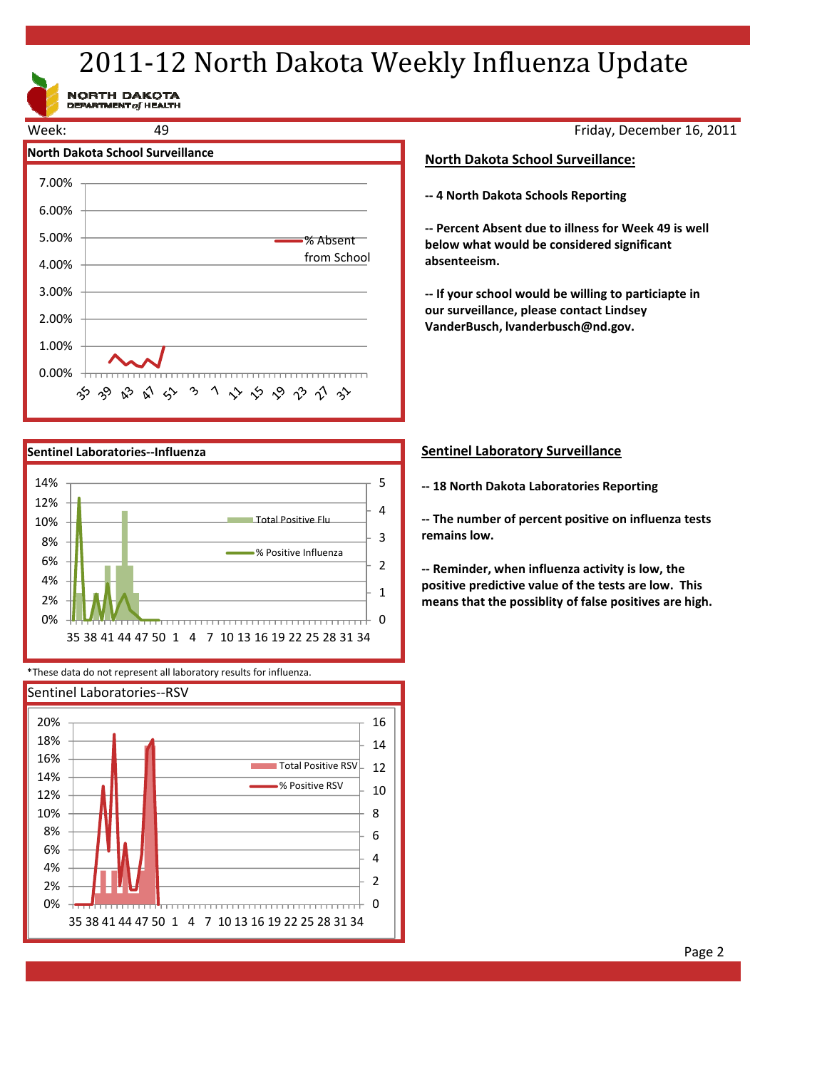# 2011-12 North Dakota Weekly Influenza Update

NORTH DAKOTA DEPARTMENT *of* HEALTH

Week: 49 — Friday, December 16, 2011

## North Dakota School Surveillance

**North Dakota School Surveillance:**

**-- 4 North Dakota Schools Reporting**

**-- Percent Absent due to illness for Week 49 is well below what would be considered significant absenteeism.**

**-- If your school would be willing to particiapte in our surveillance, please contact Lindsey VanderBusch, lvanderbusch@nd.gov.**

## Sentinel Laboratories--Influenza

**Sentinel Laboratory Surveillance**

**-- 18 North Dakota Laboratories Reporting**

**-- The number of percent positive on influenza tests remains low.**

**-- Reminder, when influenza activity is low, the positive predictive value of the tests are low. This means that the possiblity of false positives are high.**

*These data do not represent all laboratory results for influenza.

## Sentinel Laboratories--RSV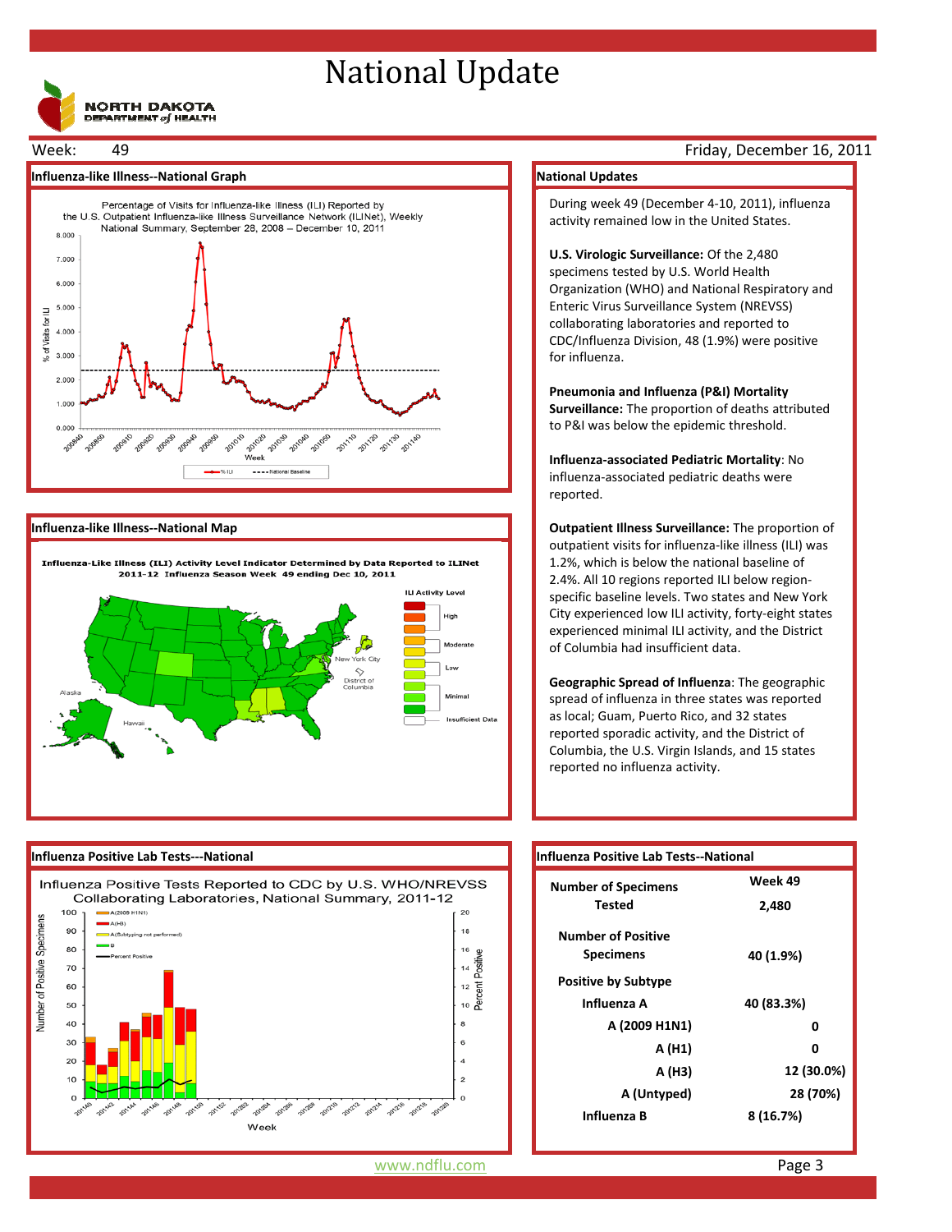# National Update

NORTH DAKOTA DEPARTMENT of HEALTH

Week: 49

Friday, December 16, 2011

## Influenza-like Illness--National Graph

Percentage of Visits for Influenza-like Illness (ILI) Reported by the U.S. Outpatient Influenza-like Illness Surveillance Network (ILINet), Weekly National Summary, September 28, 2008 – December 10, 2011

% of Visits for ILI

8.000
7.000
6.000
5.000
4.000
3.000
2.000
1.000
0.000

200840 200850 200910 200920 200930 200940 200950 201010 201020 201030 201040 201050 201110 201120 201130 201140

Week

% ILI
National Baseline

## Influenza-like Illness--National Map

Influenza-Like Illness (ILI) Activity Level Indicator Determined by Data Reported to ILINet
2011-12 Influenza Season Week 49 ending Dec 10, 2011

ILI Activity Level
High
Moderate
Low
Minimal
Insufficient Data

New York City
District of Columbia
Alaska
Hawaii

## Influenza Positive Lab Tests---National

Influenza Positive Tests Reported to CDC by U.S. WHO/NREVSS Collaborating Laboratories, National Summary, 2011-12

Number of Positive Specimens

100
90
80
70
60
50
40
30
20
10
0

Percent Positive

20
18
16
14
12
10
8
6
4
2
0

A(2009 H1N1)
A(H3)
A(Subtyping not performed)
B
Percent Positive

201140 201142 201144 201146 201148 201150 201152 201202 201204 201206 201208 201210 201212 201214 201216 201218 201220

Week

## National Updates

During week 49 (December 4-10, 2011), influenza activity remained low in the United States.

**U.S. Virologic Surveillance:** Of the 2,480 specimens tested by U.S. World Health Organization (WHO) and National Respiratory and Enteric Virus Surveillance System (NREVSS) collaborating laboratories and reported to CDC/Influenza Division, 48 (1.9%) were positive for influenza.

**Pneumonia and Influenza (P&I) Mortality Surveillance:** The proportion of deaths attributed to P&I was below the epidemic threshold.

**Influenza-associated Pediatric Mortality**: No influenza-associated pediatric deaths were reported.

**Outpatient Illness Surveillance:** The proportion of outpatient visits for influenza-like illness (ILI) was 1.2%, which is below the national baseline of 2.4%. All 10 regions reported ILI below region-specific baseline levels. Two states and New York City experienced low ILI activity, forty-eight states experienced minimal ILI activity, and the District of Columbia had insufficient data.

**Geographic Spread of Influenza**: The geographic spread of influenza in three states was reported as local; Guam, Puerto Rico, and 32 states reported sporadic activity, and the District of Columbia, the U.S. Virgin Islands, and 15 states reported no influenza activity.

## Influenza Positive Lab Tests--National

| | Week 49 |
|---|---|
| **Number of Specimens Tested** | **2,480** |
| **Number of Positive Specimens** | **40 (1.9%)** |
| **Positive by Subtype** | |
| **Influenza A** | **40 (83.3%)** |
| **A (2009 H1N1)** | **0** |
| **A (H1)** | **0** |
| **A (H3)** | **12 (30.0%)** |
| **A (Untyped)** | **28 (70%)** |
| **Influenza B** | **8 (16.7%)** |

www.ndflu.com